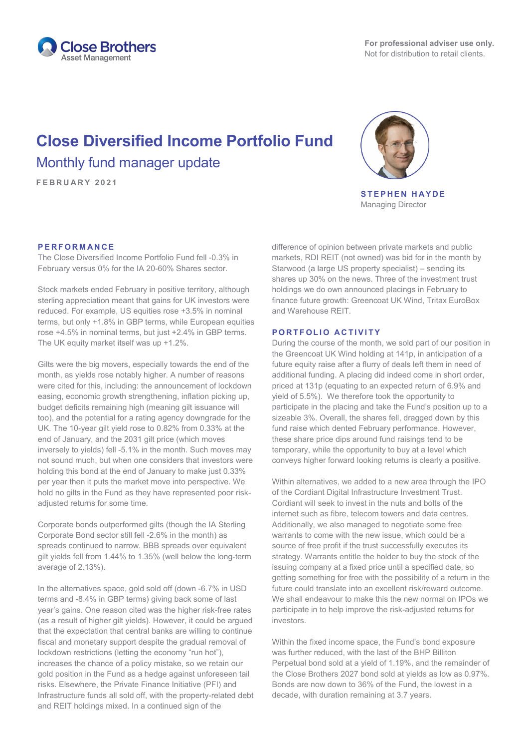Close Brothers Asset Management

**For professional adviser use only.**
Not for distribution to retail clients.

# Close Diversified Income Portfolio Fund

## Monthly fund manager update

FEBRUARY 2021

**STEPHEN HAYDE**
Managing Director

### PERFORMANCE

The Close Diversified Income Portfolio Fund fell -0.3% in February versus 0% for the IA 20-60% Shares sector.

Stock markets ended February in positive territory, although sterling appreciation meant that gains for UK investors were reduced. For example, US equities rose +3.5% in nominal terms, but only +1.8% in GBP terms, while European equities rose +4.5% in nominal terms, but just +2.4% in GBP terms. The UK equity market itself was up +1.2%.

Gilts were the big movers, especially towards the end of the month, as yields rose notably higher. A number of reasons were cited for this, including: the announcement of lockdown easing, economic growth strengthening, inflation picking up, budget deficits remaining high (meaning gilt issuance will too), and the potential for a rating agency downgrade for the UK. The 10-year gilt yield rose to 0.82% from 0.33% at the end of January, and the 2031 gilt price (which moves inversely to yields) fell -5.1% in the month. Such moves may not sound much, but when one considers that investors were holding this bond at the end of January to make just 0.33% per year then it puts the market move into perspective. We hold no gilts in the Fund as they have represented poor risk-adjusted returns for some time.

Corporate bonds outperformed gilts (though the IA Sterling Corporate Bond sector still fell -2.6% in the month) as spreads continued to narrow. BBB spreads over equivalent gilt yields fell from 1.44% to 1.35% (well below the long-term average of 2.13%).

In the alternatives space, gold sold off (down -6.7% in USD terms and -8.4% in GBP terms) giving back some of last year's gains. One reason cited was the higher risk-free rates (as a result of higher gilt yields). However, it could be argued that the expectation that central banks are willing to continue fiscal and monetary support despite the gradual removal of lockdown restrictions (letting the economy "run hot"), increases the chance of a policy mistake, so we retain our gold position in the Fund as a hedge against unforeseen tail risks. Elsewhere, the Private Finance Initiative (PFI) and Infrastructure funds all sold off, with the property-related debt and REIT holdings mixed. In a continued sign of the difference of opinion between private markets and public markets, RDI REIT (not owned) was bid for in the month by Starwood (a large US property specialist) – sending its shares up 30% on the news. Three of the investment trust holdings we do own announced placings in February to finance future growth: Greencoat UK Wind, Tritax EuroBox and Warehouse REIT.

### PORTFOLIO ACTIVITY

During the course of the month, we sold part of our position in the Greencoat UK Wind holding at 141p, in anticipation of a future equity raise after a flurry of deals left them in need of additional funding. A placing did indeed come in short order, priced at 131p (equating to an expected return of 6.9% and yield of 5.5%). We therefore took the opportunity to participate in the placing and take the Fund's position up to a sizeable 3%. Overall, the shares fell, dragged down by this fund raise which dented February performance. However, these share price dips around fund raisings tend to be temporary, while the opportunity to buy at a level which conveys higher forward looking returns is clearly a positive.

Within alternatives, we added to a new area through the IPO of the Cordiant Digital Infrastructure Investment Trust. Cordiant will seek to invest in the nuts and bolts of the internet such as fibre, telecom towers and data centres. Additionally, we also managed to negotiate some free warrants to come with the new issue, which could be a source of free profit if the trust successfully executes its strategy. Warrants entitle the holder to buy the stock of the issuing company at a fixed price until a specified date, so getting something for free with the possibility of a return in the future could translate into an excellent risk/reward outcome. We shall endeavour to make this the new normal on IPOs we participate in to help improve the risk-adjusted returns for investors.

Within the fixed income space, the Fund's bond exposure was further reduced, with the last of the BHP Billiton Perpetual bond sold at a yield of 1.19%, and the remainder of the Close Brothers 2027 bond sold at yields as low as 0.97%. Bonds are now down to 36% of the Fund, the lowest in a decade, with duration remaining at 3.7 years.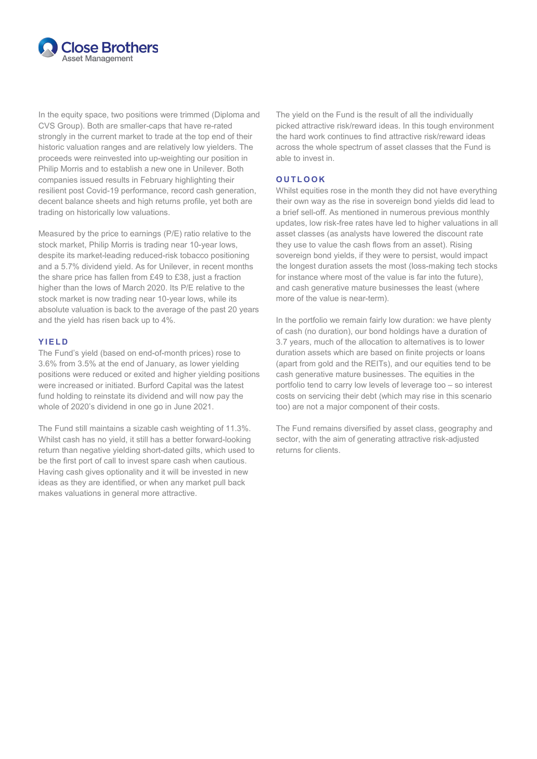In the equity space, two positions were trimmed (Diploma and CVS Group). Both are smaller-caps that have re-rated strongly in the current market to trade at the top end of their historic valuation ranges and are relatively low yielders. The proceeds were reinvested into up-weighting our position in Philip Morris and to establish a new one in Unilever. Both companies issued results in February highlighting their resilient post Covid-19 performance, record cash generation, decent balance sheets and high returns profile, yet both are trading on historically low valuations.

Measured by the price to earnings (P/E) ratio relative to the stock market, Philip Morris is trading near 10-year lows, despite its market-leading reduced-risk tobacco positioning and a 5.7% dividend yield. As for Unilever, in recent months the share price has fallen from £49 to £38, just a fraction higher than the lows of March 2020. Its P/E relative to the stock market is now trading near 10-year lows, while its absolute valuation is back to the average of the past 20 years and the yield has risen back up to 4%.

## YIELD

The Fund's yield (based on end-of-month prices) rose to 3.6% from 3.5% at the end of January, as lower yielding positions were reduced or exited and higher yielding positions were increased or initiated. Burford Capital was the latest fund holding to reinstate its dividend and will now pay the whole of 2020's dividend in one go in June 2021.

The Fund still maintains a sizable cash weighting of 11.3%. Whilst cash has no yield, it still has a better forward-looking return than negative yielding short-dated gilts, which used to be the first port of call to invest spare cash when cautious. Having cash gives optionality and it will be invested in new ideas as they are identified, or when any market pull back makes valuations in general more attractive.

The yield on the Fund is the result of all the individually picked attractive risk/reward ideas. In this tough environment the hard work continues to find attractive risk/reward ideas across the whole spectrum of asset classes that the Fund is able to invest in.

## OUTLOOK

Whilst equities rose in the month they did not have everything their own way as the rise in sovereign bond yields did lead to a brief sell-off. As mentioned in numerous previous monthly updates, low risk-free rates have led to higher valuations in all asset classes (as analysts have lowered the discount rate they use to value the cash flows from an asset). Rising sovereign bond yields, if they were to persist, would impact the longest duration assets the most (loss-making tech stocks for instance where most of the value is far into the future), and cash generative mature businesses the least (where more of the value is near-term).

In the portfolio we remain fairly low duration: we have plenty of cash (no duration), our bond holdings have a duration of 3.7 years, much of the allocation to alternatives is to lower duration assets which are based on finite projects or loans (apart from gold and the REITs), and our equities tend to be cash generative mature businesses. The equities in the portfolio tend to carry low levels of leverage too – so interest costs on servicing their debt (which may rise in this scenario too) are not a major component of their costs.

The Fund remains diversified by asset class, geography and sector, with the aim of generating attractive risk-adjusted returns for clients.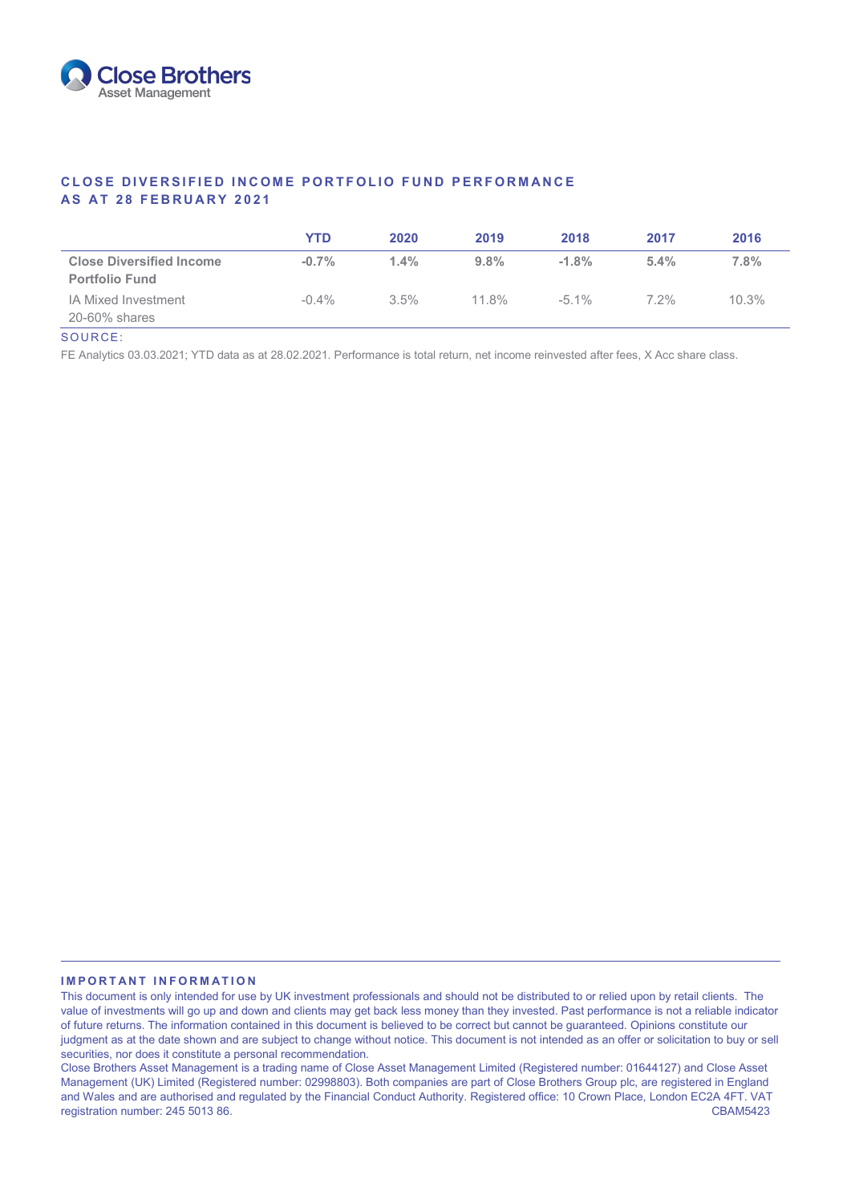## CLOSE DIVERSIFIED INCOME PORTFOLIO FUND PERFORMANCE AS AT 28 FEBRUARY 2021

| | YTD | 2020 | 2019 | 2018 | 2017 | 2016 |
|---|---|---|---|---|---|---|
| **Close Diversified Income Portfolio Fund** | **-0.7%** | **1.4%** | **9.8%** | **-1.8%** | **5.4%** | **7.8%** |
| IA Mixed Investment 20-60% shares | -0.4% | 3.5% | 11.8% | -5.1% | 7.2% | 10.3% |

SOURCE:

FE Analytics 03.03.2021; YTD data as at 28.02.2021. Performance is total return, net income reinvested after fees, X Acc share class.

### IMPORTANT INFORMATION

This document is only intended for use by UK investment professionals and should not be distributed to or relied upon by retail clients. The value of investments will go up and down and clients may get back less money than they invested. Past performance is not a reliable indicator of future returns. The information contained in this document is believed to be correct but cannot be guaranteed. Opinions constitute our judgment as at the date shown and are subject to change without notice. This document is not intended as an offer or solicitation to buy or sell securities, nor does it constitute a personal recommendation.

Close Brothers Asset Management is a trading name of Close Asset Management Limited (Registered number: 01644127) and Close Asset Management (UK) Limited (Registered number: 02998803). Both companies are part of Close Brothers Group plc, are registered in England and Wales and are authorised and regulated by the Financial Conduct Authority. Registered office: 10 Crown Place, London EC2A 4FT. VAT registration number: 245 5013 86. CBAM5423